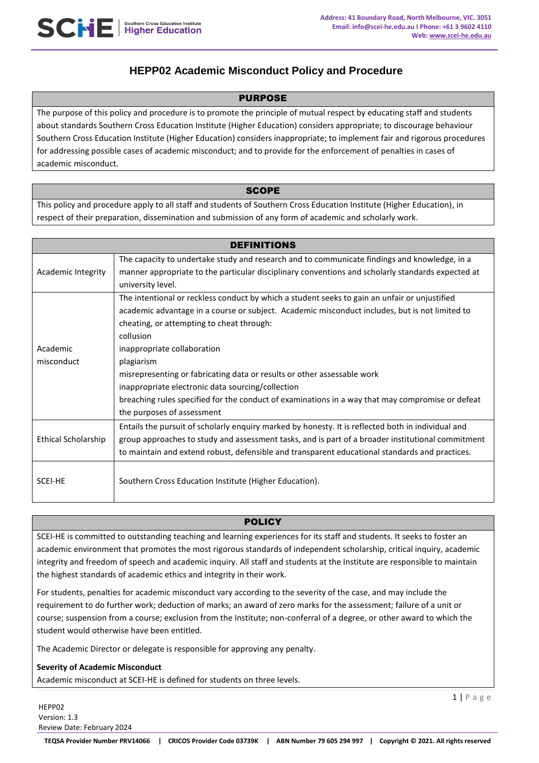# HEPP02 Academic Misconduct Policy and Procedure

## PURPOSE

The purpose of this policy and procedure is to promote the principle of mutual respect by educating staff and students about standards Southern Cross Education Institute (Higher Education) considers appropriate; to discourage behaviour Southern Cross Education Institute (Higher Education) considers inappropriate; to implement fair and rigorous procedures for addressing possible cases of academic misconduct; and to provide for the enforcement of penalties in cases of academic misconduct.

## SCOPE

This policy and procedure apply to all staff and students of Southern Cross Education Institute (Higher Education), in respect of their preparation, dissemination and submission of any form of academic and scholarly work.

## DEFINITIONS

| Term | Definition |
|---|---|
| Academic Integrity | The capacity to undertake study and research and to communicate findings and knowledge, in a manner appropriate to the particular disciplinary conventions and scholarly standards expected at university level. |
| Academic misconduct | The intentional or reckless conduct by which a student seeks to gain an unfair or unjustified academic advantage in a course or subject. Academic misconduct includes, but is not limited to cheating, or attempting to cheat through:<br>collusion<br>inappropriate collaboration<br>plagiarism<br>misrepresenting or fabricating data or results or other assessable work<br>inappropriate electronic data sourcing/collection<br>breaching rules specified for the conduct of examinations in a way that may compromise or defeat the purposes of assessment |
| Ethical Scholarship | Entails the pursuit of scholarly enquiry marked by honesty. It is reflected both in individual and group approaches to study and assessment tasks, and is part of a broader institutional commitment to maintain and extend robust, defensible and transparent educational standards and practices. |
| SCEI-HE | Southern Cross Education Institute (Higher Education). |

## POLICY

SCEI-HE is committed to outstanding teaching and learning experiences for its staff and students. It seeks to foster an academic environment that promotes the most rigorous standards of independent scholarship, critical inquiry, academic integrity and freedom of speech and academic inquiry. All staff and students at the Institute are responsible to maintain the highest standards of academic ethics and integrity in their work.

For students, penalties for academic misconduct vary according to the severity of the case, and may include the requirement to do further work; deduction of marks; an award of zero marks for the assessment; failure of a unit or course; suspension from a course; exclusion from the Institute; non-conferral of a degree, or other award to which the student would otherwise have been entitled.

The Academic Director or delegate is responsible for approving any penalty.

**Severity of Academic Misconduct**

Academic misconduct at SCEI-HE is defined for students on three levels.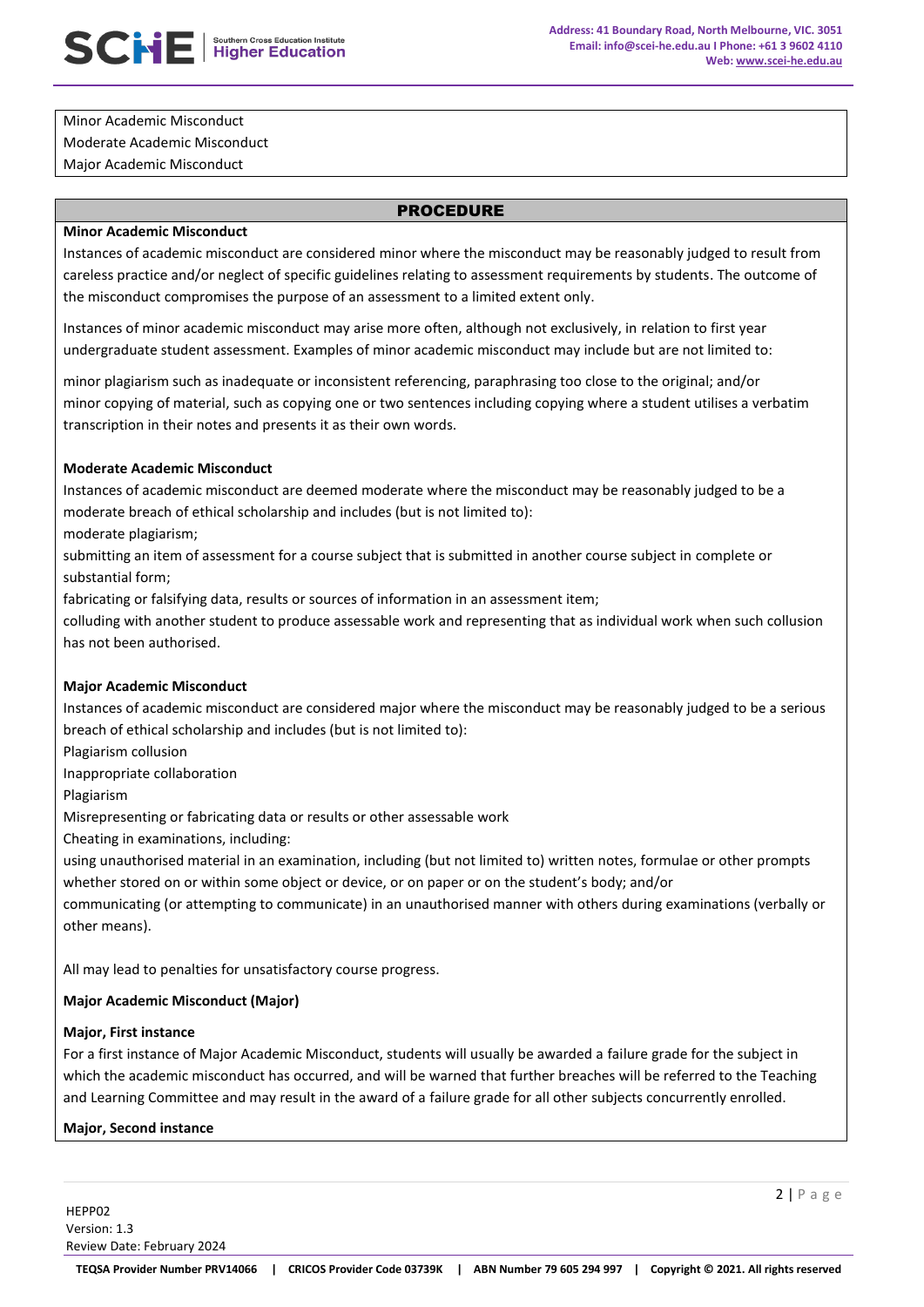Minor Academic Misconduct
Moderate Academic Misconduct
Major Academic Misconduct

## PROCEDURE

**Minor Academic Misconduct**

Instances of academic misconduct are considered minor where the misconduct may be reasonably judged to result from careless practice and/or neglect of specific guidelines relating to assessment requirements by students. The outcome of the misconduct compromises the purpose of an assessment to a limited extent only.

Instances of minor academic misconduct may arise more often, although not exclusively, in relation to first year undergraduate student assessment. Examples of minor academic misconduct may include but are not limited to:

minor plagiarism such as inadequate or inconsistent referencing, paraphrasing too close to the original; and/or
minor copying of material, such as copying one or two sentences including copying where a student utilises a verbatim transcription in their notes and presents it as their own words.

**Moderate Academic Misconduct**

Instances of academic misconduct are deemed moderate where the misconduct may be reasonably judged to be a moderate breach of ethical scholarship and includes (but is not limited to):
moderate plagiarism;
submitting an item of assessment for a course subject that is submitted in another course subject in complete or substantial form;
fabricating or falsifying data, results or sources of information in an assessment item;
colluding with another student to produce assessable work and representing that as individual work when such collusion has not been authorised.

**Major Academic Misconduct**

Instances of academic misconduct are considered major where the misconduct may be reasonably judged to be a serious breach of ethical scholarship and includes (but is not limited to):
Plagiarism collusion
Inappropriate collaboration
Plagiarism
Misrepresenting or fabricating data or results or other assessable work
Cheating in examinations, including:
using unauthorised material in an examination, including (but not limited to) written notes, formulae or other prompts whether stored on or within some object or device, or on paper or on the student's body; and/or
communicating (or attempting to communicate) in an unauthorised manner with others during examinations (verbally or other means).

All may lead to penalties for unsatisfactory course progress.

**Major Academic Misconduct (Major)**

**Major, First instance**

For a first instance of Major Academic Misconduct, students will usually be awarded a failure grade for the subject in which the academic misconduct has occurred, and will be warned that further breaches will be referred to the Teaching and Learning Committee and may result in the award of a failure grade for all other subjects concurrently enrolled.

**Major, Second instance**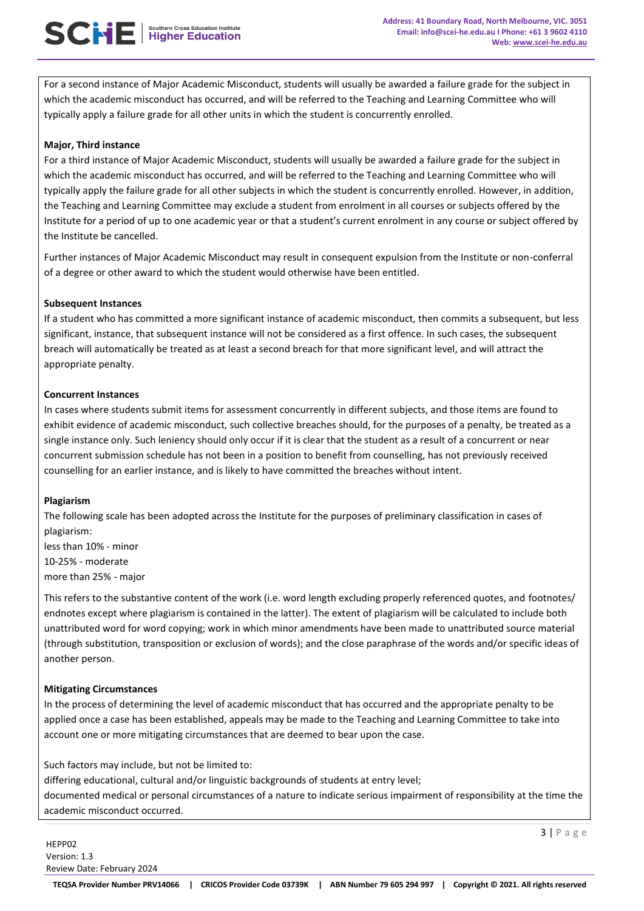For a second instance of Major Academic Misconduct, students will usually be awarded a failure grade for the subject in which the academic misconduct has occurred, and will be referred to the Teaching and Learning Committee who will typically apply a failure grade for all other units in which the student is concurrently enrolled.

**Major, Third instance**

For a third instance of Major Academic Misconduct, students will usually be awarded a failure grade for the subject in which the academic misconduct has occurred, and will be referred to the Teaching and Learning Committee who will typically apply the failure grade for all other subjects in which the student is concurrently enrolled. However, in addition, the Teaching and Learning Committee may exclude a student from enrolment in all courses or subjects offered by the Institute for a period of up to one academic year or that a student's current enrolment in any course or subject offered by the Institute be cancelled.

Further instances of Major Academic Misconduct may result in consequent expulsion from the Institute or non-conferral of a degree or other award to which the student would otherwise have been entitled.

**Subsequent Instances**

If a student who has committed a more significant instance of academic misconduct, then commits a subsequent, but less significant, instance, that subsequent instance will not be considered as a first offence. In such cases, the subsequent breach will automatically be treated as at least a second breach for that more significant level, and will attract the appropriate penalty.

**Concurrent Instances**

In cases where students submit items for assessment concurrently in different subjects, and those items are found to exhibit evidence of academic misconduct, such collective breaches should, for the purposes of a penalty, be treated as a single instance only. Such leniency should only occur if it is clear that the student as a result of a concurrent or near concurrent submission schedule has not been in a position to benefit from counselling, has not previously received counselling for an earlier instance, and is likely to have committed the breaches without intent.

**Plagiarism**

The following scale has been adopted across the Institute for the purposes of preliminary classification in cases of plagiarism:
less than 10% - minor
10-25% - moderate
more than 25% - major

This refers to the substantive content of the work (i.e. word length excluding properly referenced quotes, and footnotes/ endnotes except where plagiarism is contained in the latter). The extent of plagiarism will be calculated to include both unattributed word for word copying; work in which minor amendments have been made to unattributed source material (through substitution, transposition or exclusion of words); and the close paraphrase of the words and/or specific ideas of another person.

**Mitigating Circumstances**

In the process of determining the level of academic misconduct that has occurred and the appropriate penalty to be applied once a case has been established, appeals may be made to the Teaching and Learning Committee to take into account one or more mitigating circumstances that are deemed to bear upon the case.

Such factors may include, but not be limited to:
differing educational, cultural and/or linguistic backgrounds of students at entry level;
documented medical or personal circumstances of a nature to indicate serious impairment of responsibility at the time the academic misconduct occurred.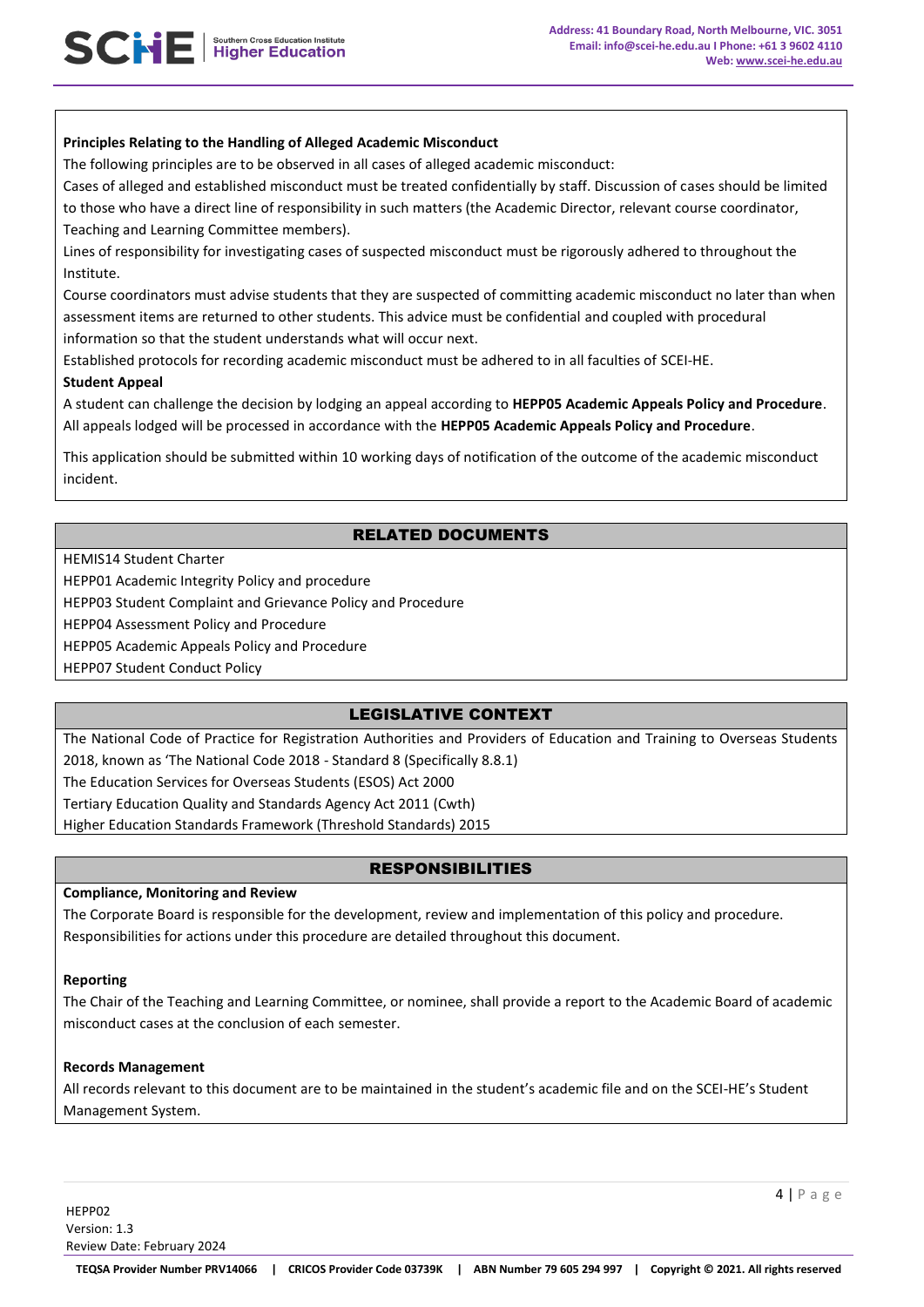**Principles Relating to the Handling of Alleged Academic Misconduct**

The following principles are to be observed in all cases of alleged academic misconduct:

Cases of alleged and established misconduct must be treated confidentially by staff. Discussion of cases should be limited to those who have a direct line of responsibility in such matters (the Academic Director, relevant course coordinator, Teaching and Learning Committee members).

Lines of responsibility for investigating cases of suspected misconduct must be rigorously adhered to throughout the Institute.

Course coordinators must advise students that they are suspected of committing academic misconduct no later than when assessment items are returned to other students. This advice must be confidential and coupled with procedural information so that the student understands what will occur next.

Established protocols for recording academic misconduct must be adhered to in all faculties of SCEI-HE.

**Student Appeal**

A student can challenge the decision by lodging an appeal according to **HEPP05 Academic Appeals Policy and Procedure**. All appeals lodged will be processed in accordance with the **HEPP05 Academic Appeals Policy and Procedure**.

This application should be submitted within 10 working days of notification of the outcome of the academic misconduct incident.

## RELATED DOCUMENTS

HEMIS14 Student Charter

HEPP01 Academic Integrity Policy and procedure

HEPP03 Student Complaint and Grievance Policy and Procedure

HEPP04 Assessment Policy and Procedure

HEPP05 Academic Appeals Policy and Procedure

HEPP07 Student Conduct Policy

## LEGISLATIVE CONTEXT

The National Code of Practice for Registration Authorities and Providers of Education and Training to Overseas Students 2018, known as 'The National Code 2018 - Standard 8 (Specifically 8.8.1)

The Education Services for Overseas Students (ESOS) Act 2000

Tertiary Education Quality and Standards Agency Act 2011 (Cwth)

Higher Education Standards Framework (Threshold Standards) 2015

## RESPONSIBILITIES

**Compliance, Monitoring and Review**

The Corporate Board is responsible for the development, review and implementation of this policy and procedure. Responsibilities for actions under this procedure are detailed throughout this document.

**Reporting**

The Chair of the Teaching and Learning Committee, or nominee, shall provide a report to the Academic Board of academic misconduct cases at the conclusion of each semester.

**Records Management**

All records relevant to this document are to be maintained in the student's academic file and on the SCEI-HE's Student Management System.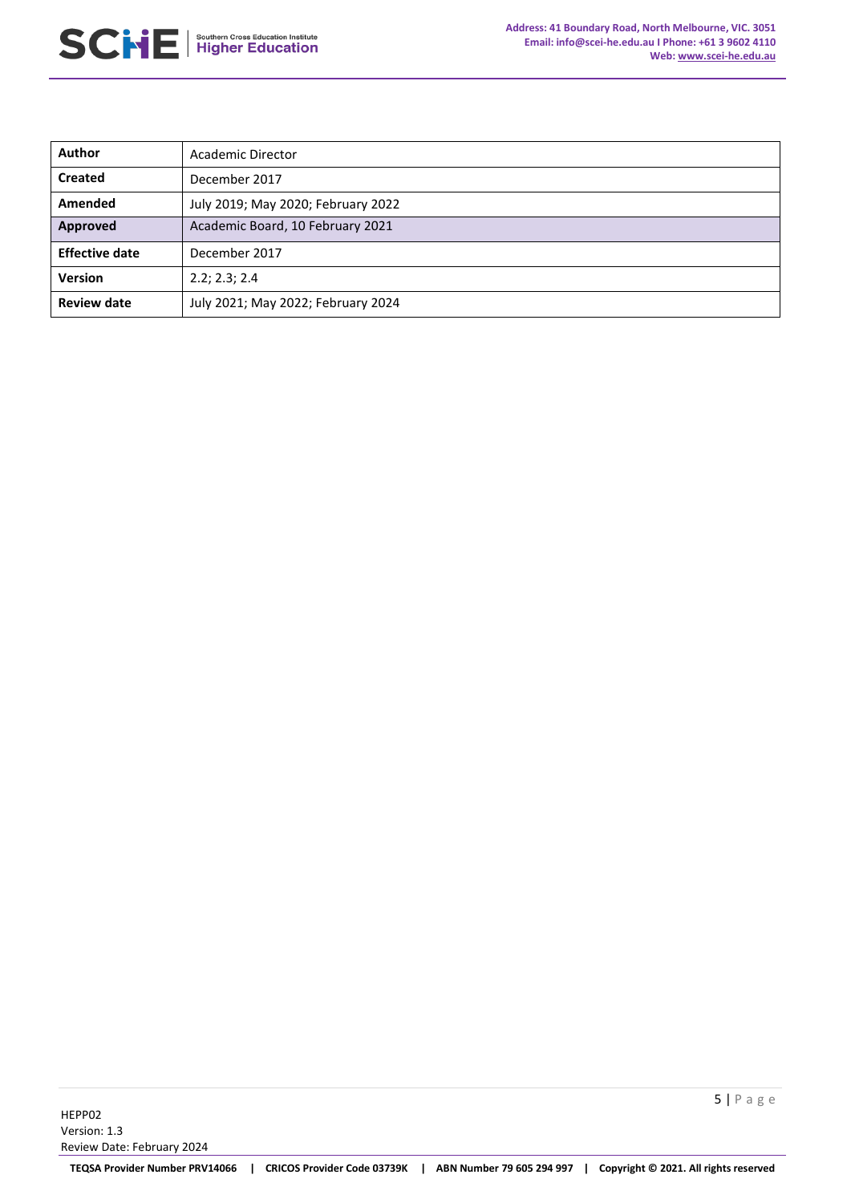| | |
|---|---|
| **Author** | Academic Director |
| **Created** | December 2017 |
| **Amended** | July 2019; May 2020; February 2022 |
| **Approved** | Academic Board, 10 February 2021 |
| **Effective date** | December 2017 |
| **Version** | 2.2; 2.3; 2.4 |
| **Review date** | July 2021; May 2022; February 2024 |